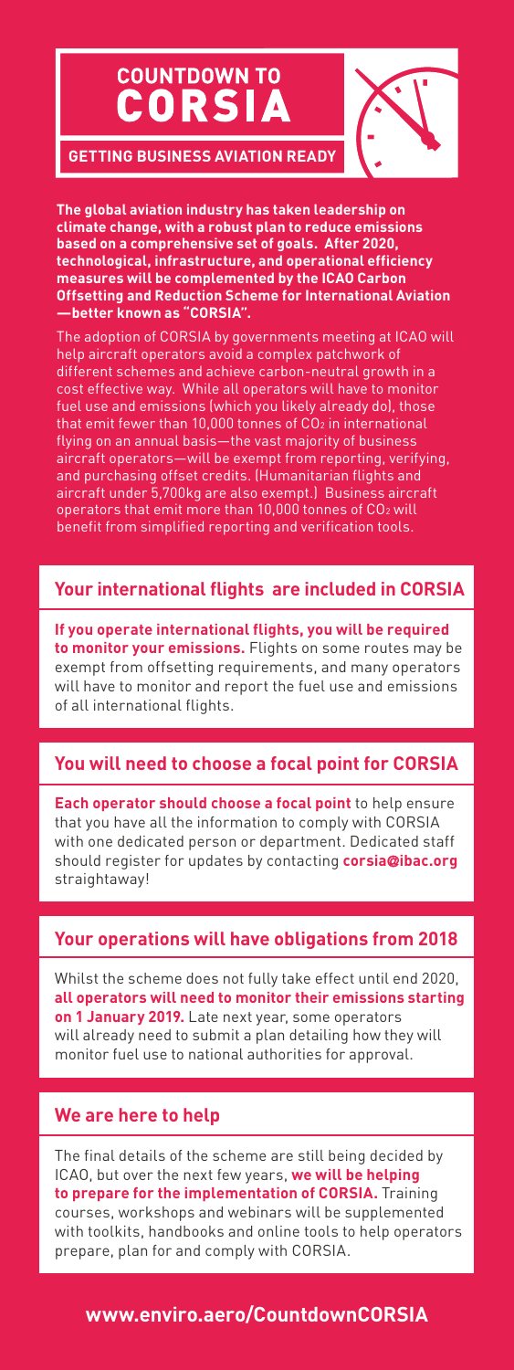# COUNTDOWN TO CORSIA

**GETTING BUSINESS AVIATION READY**

**The global aviation industry has taken leadership on climate change, with a robust plan to reduce emissions based on a comprehensive set of goals. After 2020, technological, infrastructure, and operational efficiency measures will be complemented by the ICAO Carbon Offsetting and Reduction Scheme for International Aviation —better known as "CORSIA".**

The adoption of CORSIA by governments meeting at ICAO will help aircraft operators avoid a complex patchwork of different schemes and achieve carbon-neutral growth in a cost effective way. While all operators will have to monitor fuel use and emissions (which you likely already do), those that emit fewer than 10,000 tonnes of $CO_2$ in international flying on an annual basis—the vast majority of business aircraft operators—will be exempt from reporting, verifying, and purchasing offset credits. (Humanitarian flights and aircraft under 5,700kg are also exempt.) Business aircraft operators that emit more than 10,000 tonnes of $CO_2$ will benefit from simplified reporting and verification tools.

## Your international flights are included in CORSIA

**If you operate international flights, you will be required to monitor your emissions.** Flights on some routes may be exempt from offsetting requirements, and many operators will have to monitor and report the fuel use and emissions of all international flights.

## You will need to choose a focal point for CORSIA

**Each operator should choose a focal point** to help ensure that you have all the information to comply with CORSIA with one dedicated person or department. Dedicated staff should register for updates by contacting **corsia@ibac.org** straightaway!

## Your operations will have obligations from 2018

Whilst the scheme does not fully take effect until end 2020, **all operators will need to monitor their emissions starting on 1 January 2019.** Late next year, some operators will already need to submit a plan detailing how they will monitor fuel use to national authorities for approval.

## We are here to help

The final details of the scheme are still being decided by ICAO, but over the next few years, **we will be helping to prepare for the implementation of CORSIA.** Training courses, workshops and webinars will be supplemented with toolkits, handbooks and online tools to help operators prepare, plan for and comply with CORSIA.

**www.enviro.aero/CountdownCORSIA**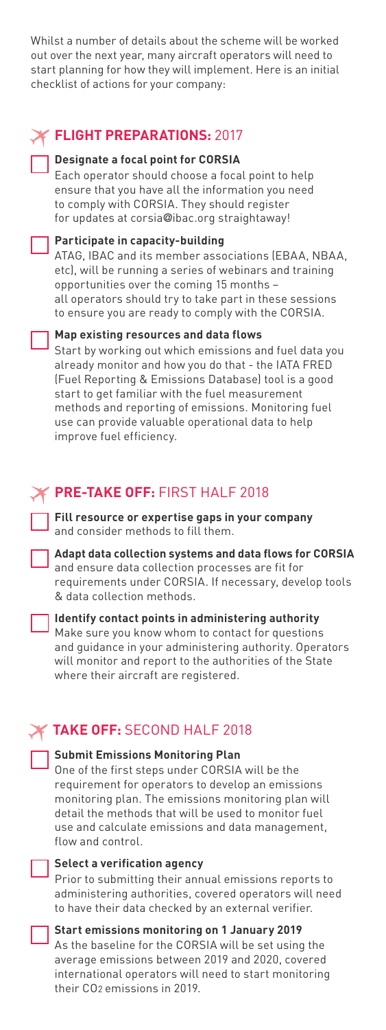Whilst a number of details about the scheme will be worked out over the next year, many aircraft operators will need to start planning for how they will implement. Here is an initial checklist of actions for your company:

## **FLIGHT PREPARATIONS:** 2017

- [ ] **Designate a focal point for CORSIA**
  Each operator should choose a focal point to help ensure that you have all the information you need to comply with CORSIA. They should register for updates at corsia@ibac.org straightaway!

- [ ] **Participate in capacity-building**
  ATAG, IBAC and its member associations (EBAA, NBAA, etc), will be running a series of webinars and training opportunities over the coming 15 months – all operators should try to take part in these sessions to ensure you are ready to comply with the CORSIA.

- [ ] **Map existing resources and data flows**
  Start by working out which emissions and fuel data you already monitor and how you do that - the IATA FRED (Fuel Reporting & Emissions Database) tool is a good start to get familiar with the fuel measurement methods and reporting of emissions. Monitoring fuel use can provide valuable operational data to help improve fuel efficiency.

## **PRE-TAKE OFF:** FIRST HALF 2018

- [ ] **Fill resource or expertise gaps in your company** and consider methods to fill them.

- [ ] **Adapt data collection systems and data flows for CORSIA** and ensure data collection processes are fit for requirements under CORSIA. If necessary, develop tools & data collection methods.

- [ ] **Identify contact points in administering authority**
  Make sure you know whom to contact for questions and guidance in your administering authority. Operators will monitor and report to the authorities of the State where their aircraft are registered.

## **TAKE OFF:** SECOND HALF 2018

- [ ] **Submit Emissions Monitoring Plan**
  One of the first steps under CORSIA will be the requirement for operators to develop an emissions monitoring plan. The emissions monitoring plan will detail the methods that will be used to monitor fuel use and calculate emissions and data management, flow and control.

- [ ] **Select a verification agency**
  Prior to submitting their annual emissions reports to administering authorities, covered operators will need to have their data checked by an external verifier.

- [ ] **Start emissions monitoring on 1 January 2019**
  As the baseline for the CORSIA will be set using the average emissions between 2019 and 2020, covered international operators will need to start monitoring their $CO_2$ emissions in 2019.